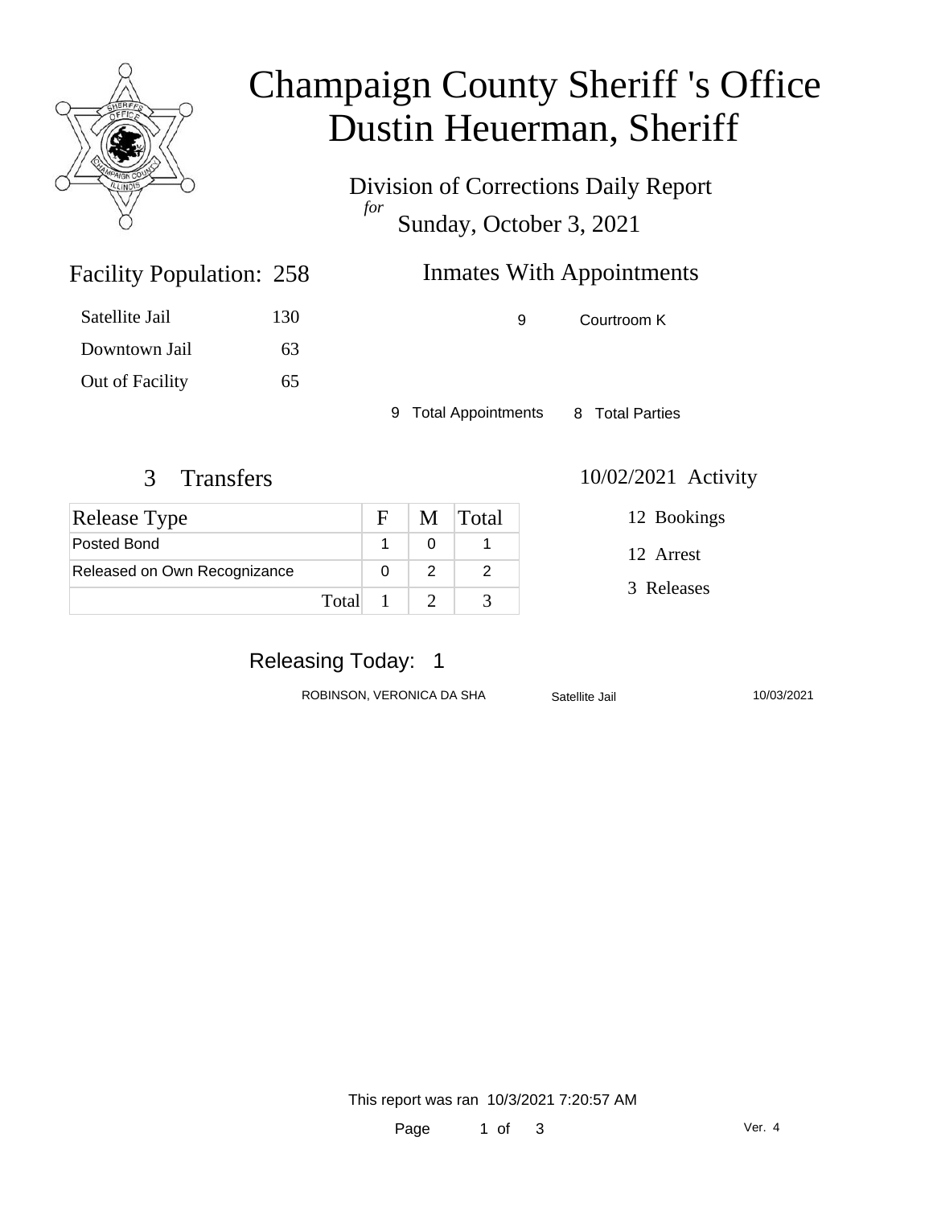# Champaign County Sheriff 's Office
# Dustin Heuerman, Sheriff

Division of Corrections Daily Report
*for*
Sunday, October 3, 2021

## Facility Population: 258

| | |
|---|---|
| Satellite Jail | 130 |
| Downtown Jail | 63 |
| Out of Facility | 65 |

## Inmates With Appointments

| | |
|---|---|
| 9 | Courtroom K |

9 Total Appointments    8 Total Parties

## 3 Transfers

| Release Type | F | M | Total |
|---|---|---|---|
| Posted Bond | 1 | 0 | 1 |
| Released on Own Recognizance | 0 | 2 | 2 |
| Total | 1 | 2 | 3 |

## 10/02/2021 Activity

12 Bookings

12 Arrest

3 Releases

## Releasing Today: 1

| | | |
|---|---|---|
| ROBINSON, VERONICA DA SHA | Satellite Jail | 10/03/2021 |

This report was ran 10/3/2021 7:20:57 AM

Ver. 4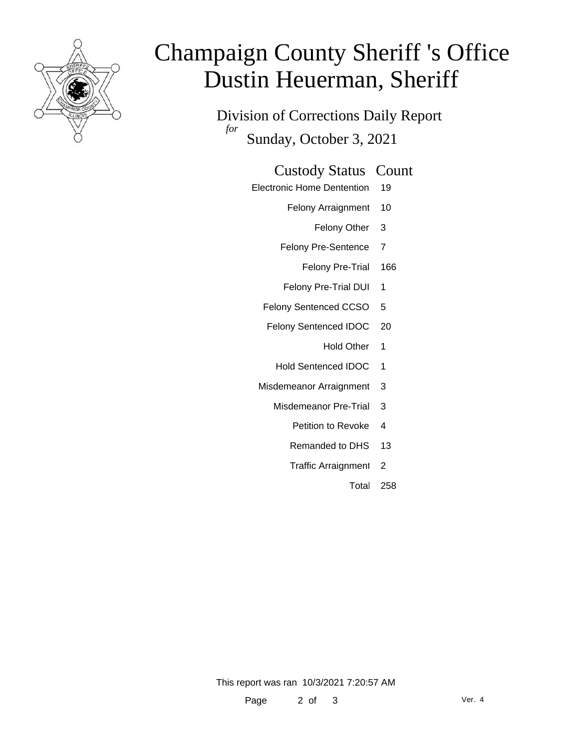# Champaign County Sheriff 's Office
# Dustin Heuerman, Sheriff

Division of Corrections Daily Report

*for*

Sunday, October 3, 2021

| Custody Status | Count |
|---|---|
| Electronic Home Dentention | 19 |
| Felony Arraignment | 10 |
| Felony Other | 3 |
| Felony Pre-Sentence | 7 |
| Felony Pre-Trial | 166 |
| Felony Pre-Trial DUI | 1 |
| Felony Sentenced CCSO | 5 |
| Felony Sentenced IDOC | 20 |
| Hold Other | 1 |
| Hold Sentenced IDOC | 1 |
| Misdemeanor Arraignment | 3 |
| Misdemeanor Pre-Trial | 3 |
| Petition to Revoke | 4 |
| Remanded to DHS | 13 |
| Traffic Arraignment | 2 |
| Total | 258 |

This report was ran 10/3/2021 7:20:57 AM

Ver. 4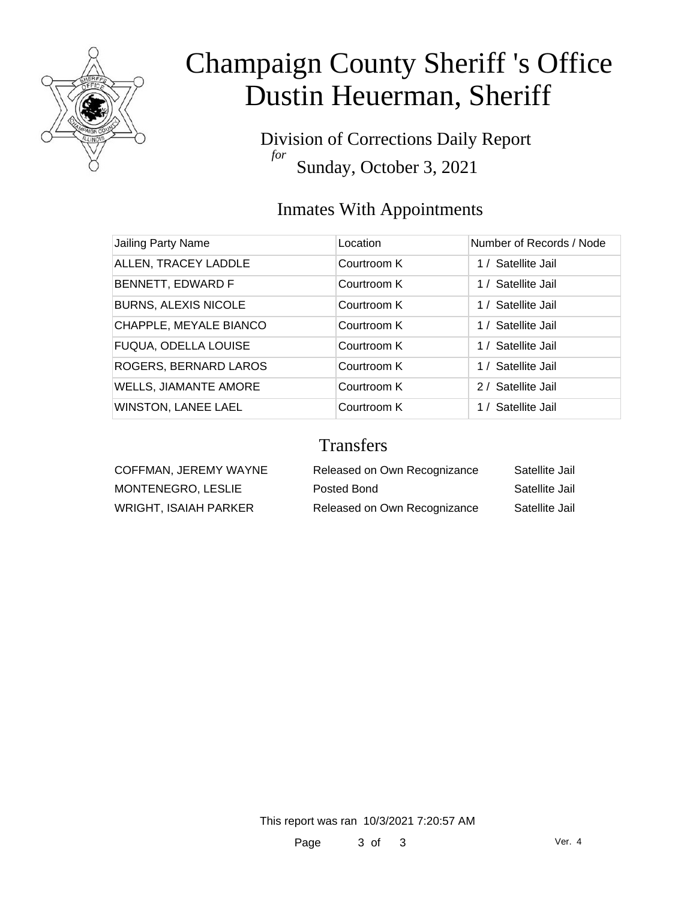# Champaign County Sheriff 's Office
# Dustin Heuerman, Sheriff

Division of Corrections Daily Report
*for*
Sunday, October 3, 2021

## Inmates With Appointments

| Jailing Party Name | Location | Number of Records / Node |
| --- | --- | --- |
| ALLEN, TRACEY LADDLE | Courtroom K | 1 / Satellite Jail |
| BENNETT, EDWARD F | Courtroom K | 1 / Satellite Jail |
| BURNS, ALEXIS NICOLE | Courtroom K | 1 / Satellite Jail |
| CHAPPLE, MEYALE BIANCO | Courtroom K | 1 / Satellite Jail |
| FUQUA, ODELLA LOUISE | Courtroom K | 1 / Satellite Jail |
| ROGERS, BERNARD LAROS | Courtroom K | 1 / Satellite Jail |
| WELLS, JIAMANTE AMORE | Courtroom K | 2 / Satellite Jail |
| WINSTON, LANEE LAEL | Courtroom K | 1 / Satellite Jail |

## Transfers

| | | |
| --- | --- | --- |
| COFFMAN, JEREMY WAYNE | Released on Own Recognizance | Satellite Jail |
| MONTENEGRO, LESLIE | Posted Bond | Satellite Jail |
| WRIGHT, ISAIAH PARKER | Released on Own Recognizance | Satellite Jail |

This report was ran 10/3/2021 7:20:57 AM

Ver. 4